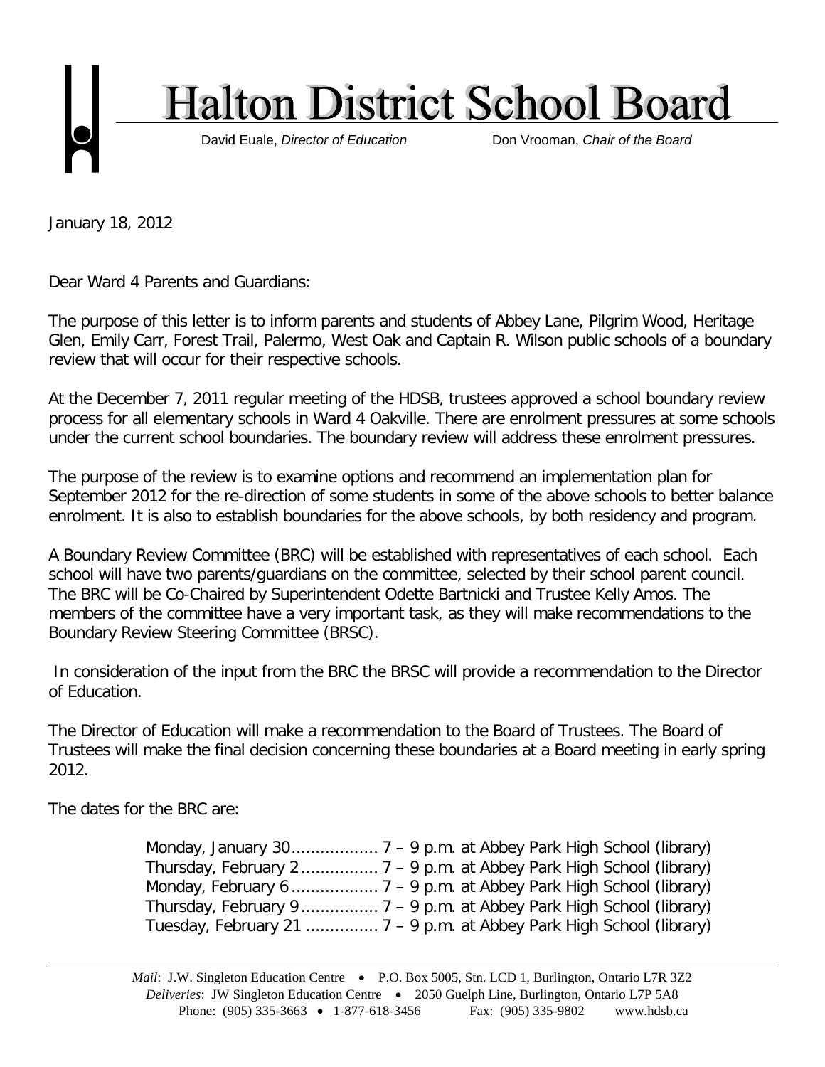# Halton District School Board

David Euale, *Director of Education* Don Vrooman, *Chair of the Board*

January 18, 2012

Dear Ward 4 Parents and Guardians:

The purpose of this letter is to inform parents and students of Abbey Lane, Pilgrim Wood, Heritage Glen, Emily Carr, Forest Trail, Palermo, West Oak and Captain R. Wilson public schools of a boundary review that will occur for their respective schools.

At the December 7, 2011 regular meeting of the HDSB, trustees approved a school boundary review process for all elementary schools in Ward 4 Oakville. There are enrolment pressures at some schools under the current school boundaries. The boundary review will address these enrolment pressures.

The purpose of the review is to examine options and recommend an implementation plan for September 2012 for the re-direction of some students in some of the above schools to better balance enrolment. It is also to establish boundaries for the above schools, by both residency and program.

A Boundary Review Committee (BRC) will be established with representatives of each school. Each school will have two parents/guardians on the committee, selected by their school parent council. The BRC will be Co-Chaired by Superintendent Odette Bartnicki and Trustee Kelly Amos. The members of the committee have a very important task, as they will make recommendations to the Boundary Review Steering Committee (BRSC).

In consideration of the input from the BRC the BRSC will provide a recommendation to the Director of Education.

The Director of Education will make a recommendation to the Board of Trustees. The Board of Trustees will make the final decision concerning these boundaries at a Board meeting in early spring 2012.

The dates for the BRC are:

Monday, January 30.................. 7 – 9 p.m. at Abbey Park High School (library)
Thursday, February 2................ 7 – 9 p.m. at Abbey Park High School (library)
Monday, February 6.................. 7 – 9 p.m. at Abbey Park High School (library)
Thursday, February 9................ 7 – 9 p.m. at Abbey Park High School (library)
Tuesday, February 21 ............... 7 – 9 p.m. at Abbey Park High School (library)

*Mail*: J.W. Singleton Education Centre • P.O. Box 5005, Stn. LCD 1, Burlington, Ontario L7R 3Z2
*Deliveries*: JW Singleton Education Centre • 2050 Guelph Line, Burlington, Ontario L7P 5A8
Phone: (905) 335-3663 • 1-877-618-3456 Fax: (905) 335-9802 www.hdsb.ca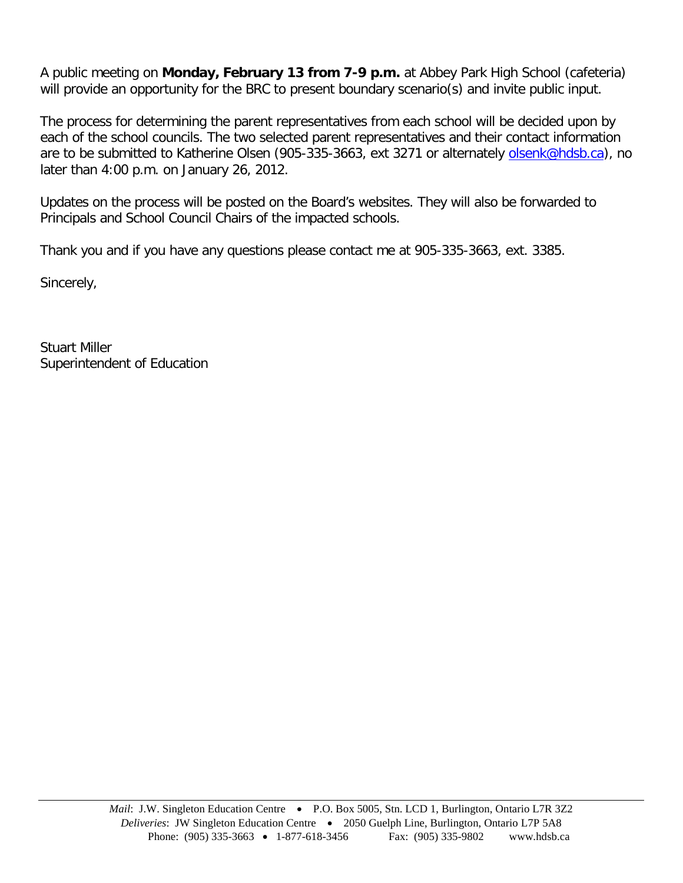A public meeting on **Monday, February 13 from 7-9 p.m.** at Abbey Park High School (cafeteria) will provide an opportunity for the BRC to present boundary scenario(s) and invite public input.

The process for determining the parent representatives from each school will be decided upon by each of the school councils. The two selected parent representatives and their contact information are to be submitted to Katherine Olsen (905-335-3663, ext 3271 or alternately olsenk@hdsb.ca), no later than 4:00 p.m. on January 26, 2012.

Updates on the process will be posted on the Board's websites. They will also be forwarded to Principals and School Council Chairs of the impacted schools.

Thank you and if you have any questions please contact me at 905-335-3663, ext. 3385.

Sincerely,

Stuart Miller
Superintendent of Education